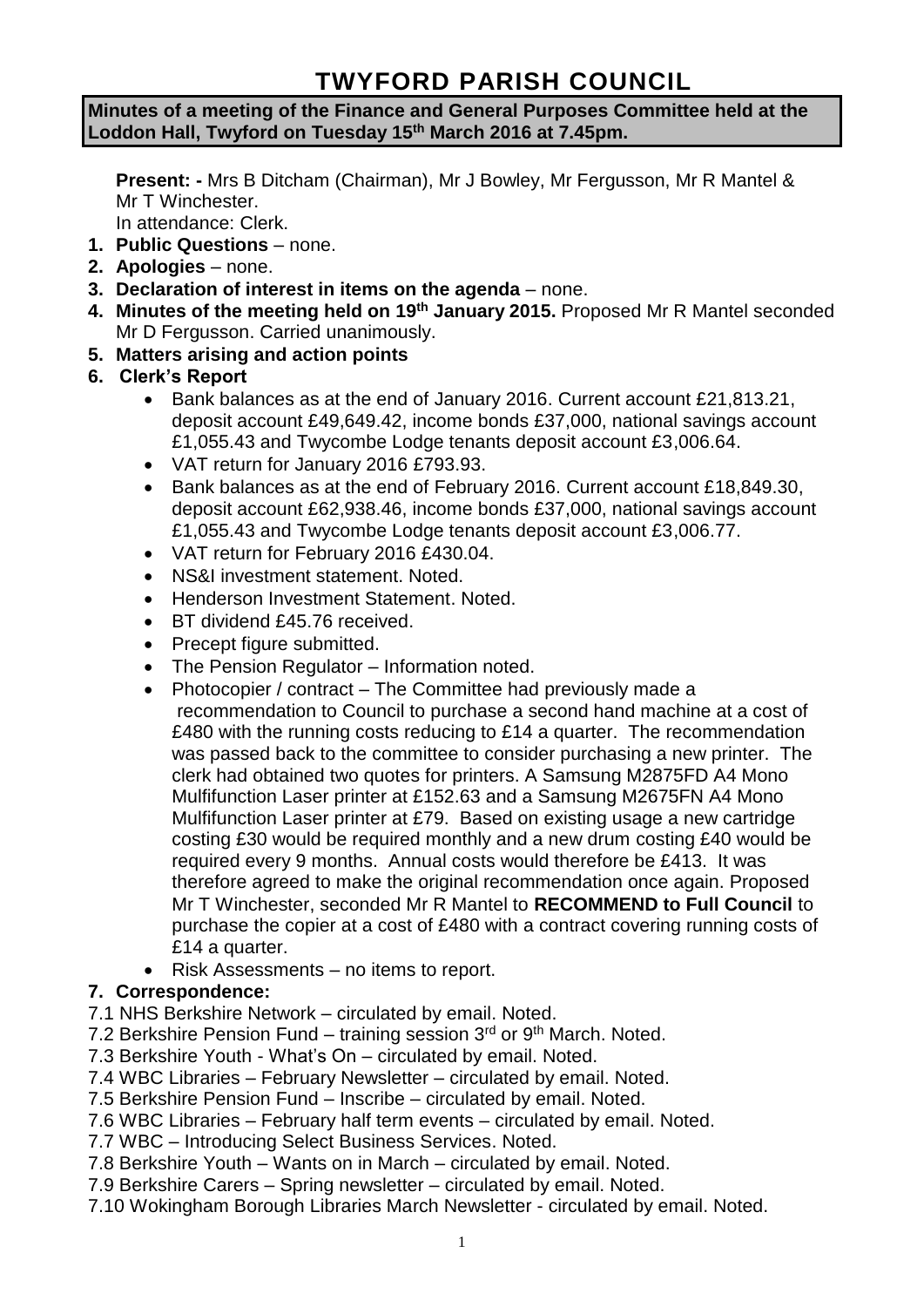# TWYFORD PARISH COUNCIL

**Minutes of a meeting of the Finance and General Purposes Committee held at the Loddon Hall, Twyford on Tuesday 15th March 2016 at 7.45pm.**

**Present: -** Mrs B Ditcham (Chairman), Mr J Bowley, Mr Fergusson, Mr R Mantel & Mr T Winchester.
In attendance: Clerk.

1. **Public Questions** – none.
2. **Apologies** – none.
3. **Declaration of interest in items on the agenda** – none.
4. **Minutes of the meeting held on 19th January 2015.** Proposed Mr R Mantel seconded Mr D Fergusson. Carried unanimously.
5. **Matters arising and action points**
6. **Clerk's Report**
   - Bank balances as at the end of January 2016. Current account £21,813.21, deposit account £49,649.42, income bonds £37,000, national savings account £1,055.43 and Twycombe Lodge tenants deposit account £3,006.64.
   - VAT return for January 2016 £793.93.
   - Bank balances as at the end of February 2016. Current account £18,849.30, deposit account £62,938.46, income bonds £37,000, national savings account £1,055.43 and Twycombe Lodge tenants deposit account £3,006.77.
   - VAT return for February 2016 £430.04.
   - NS&I investment statement. Noted.
   - Henderson Investment Statement. Noted.
   - BT dividend £45.76 received.
   - Precept figure submitted.
   - The Pension Regulator – Information noted.
   - Photocopier / contract – The Committee had previously made a recommendation to Council to purchase a second hand machine at a cost of £480 with the running costs reducing to £14 a quarter. The recommendation was passed back to the committee to consider purchasing a new printer. The clerk had obtained two quotes for printers. A Samsung M2875FD A4 Mono Mulfifunction Laser printer at £152.63 and a Samsung M2675FN A4 Mono Mulfifunction Laser printer at £79. Based on existing usage a new cartridge costing £30 would be required monthly and a new drum costing £40 would be required every 9 months. Annual costs would therefore be £413. It was therefore agreed to make the original recommendation once again. Proposed Mr T Winchester, seconded Mr R Mantel to **RECOMMEND to Full Council** to purchase the copier at a cost of £480 with a contract covering running costs of £14 a quarter.
   - Risk Assessments – no items to report.
7. **Correspondence:**

7.1 NHS Berkshire Network – circulated by email. Noted.
7.2 Berkshire Pension Fund – training session 3rd or 9th March. Noted.
7.3 Berkshire Youth - What's On – circulated by email. Noted.
7.4 WBC Libraries – February Newsletter – circulated by email. Noted.
7.5 Berkshire Pension Fund – Inscribe – circulated by email. Noted.
7.6 WBC Libraries – February half term events – circulated by email. Noted.
7.7 WBC – Introducing Select Business Services. Noted.
7.8 Berkshire Youth – Wants on in March – circulated by email. Noted.
7.9 Berkshire Carers – Spring newsletter – circulated by email. Noted.
7.10 Wokingham Borough Libraries March Newsletter - circulated by email. Noted.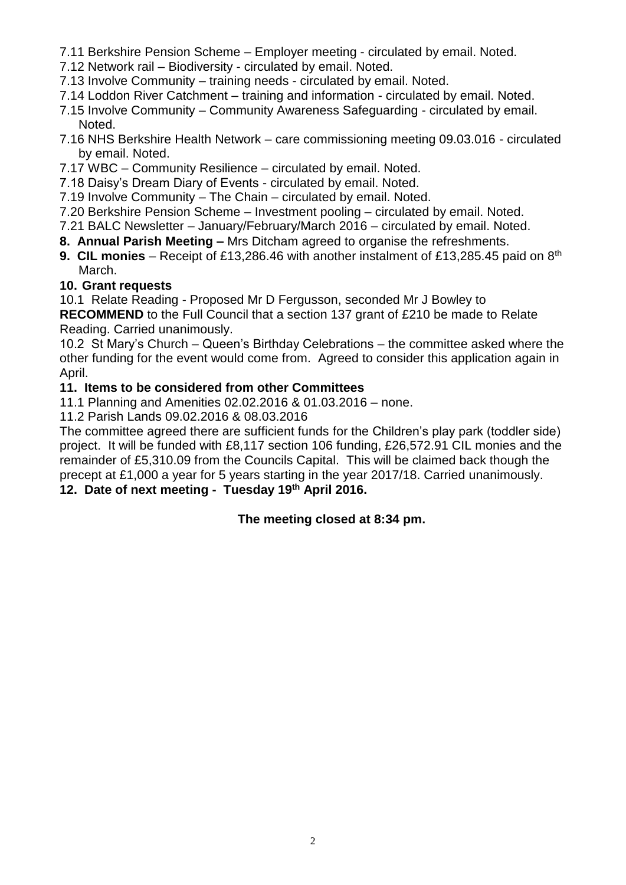7.11 Berkshire Pension Scheme – Employer meeting - circulated by email. Noted.
7.12 Network rail – Biodiversity - circulated by email. Noted.
7.13 Involve Community – training needs - circulated by email. Noted.
7.14 Loddon River Catchment – training and information - circulated by email. Noted.
7.15 Involve Community – Community Awareness Safeguarding - circulated by email. Noted.
7.16 NHS Berkshire Health Network – care commissioning meeting 09.03.016 - circulated by email. Noted.
7.17 WBC – Community Resilience – circulated by email. Noted.
7.18 Daisy's Dream Diary of Events - circulated by email. Noted.
7.19 Involve Community – The Chain – circulated by email. Noted.
7.20 Berkshire Pension Scheme – Investment pooling – circulated by email. Noted.
7.21 BALC Newsletter – January/February/March 2016 – circulated by email. Noted.

**8. Annual Parish Meeting –** Mrs Ditcham agreed to organise the refreshments.

**9. CIL monies** – Receipt of £13,286.46 with another instalment of £13,285.45 paid on 8th March.

**10. Grant requests**

10.1 Relate Reading - Proposed Mr D Fergusson, seconded Mr J Bowley to **RECOMMEND** to the Full Council that a section 137 grant of £210 be made to Relate Reading. Carried unanimously.

10.2 St Mary's Church – Queen's Birthday Celebrations – the committee asked where the other funding for the event would come from. Agreed to consider this application again in April.

**11. Items to be considered from other Committees**

11.1 Planning and Amenities 02.02.2016 & 01.03.2016 – none.

11.2 Parish Lands 09.02.2016 & 08.03.2016

The committee agreed there are sufficient funds for the Children's play park (toddler side) project. It will be funded with £8,117 section 106 funding, £26,572.91 CIL monies and the remainder of £5,310.09 from the Councils Capital. This will be claimed back though the precept at £1,000 a year for 5 years starting in the year 2017/18. Carried unanimously.

**12. Date of next meeting - Tuesday 19th April 2016.**

**The meeting closed at 8:34 pm.**